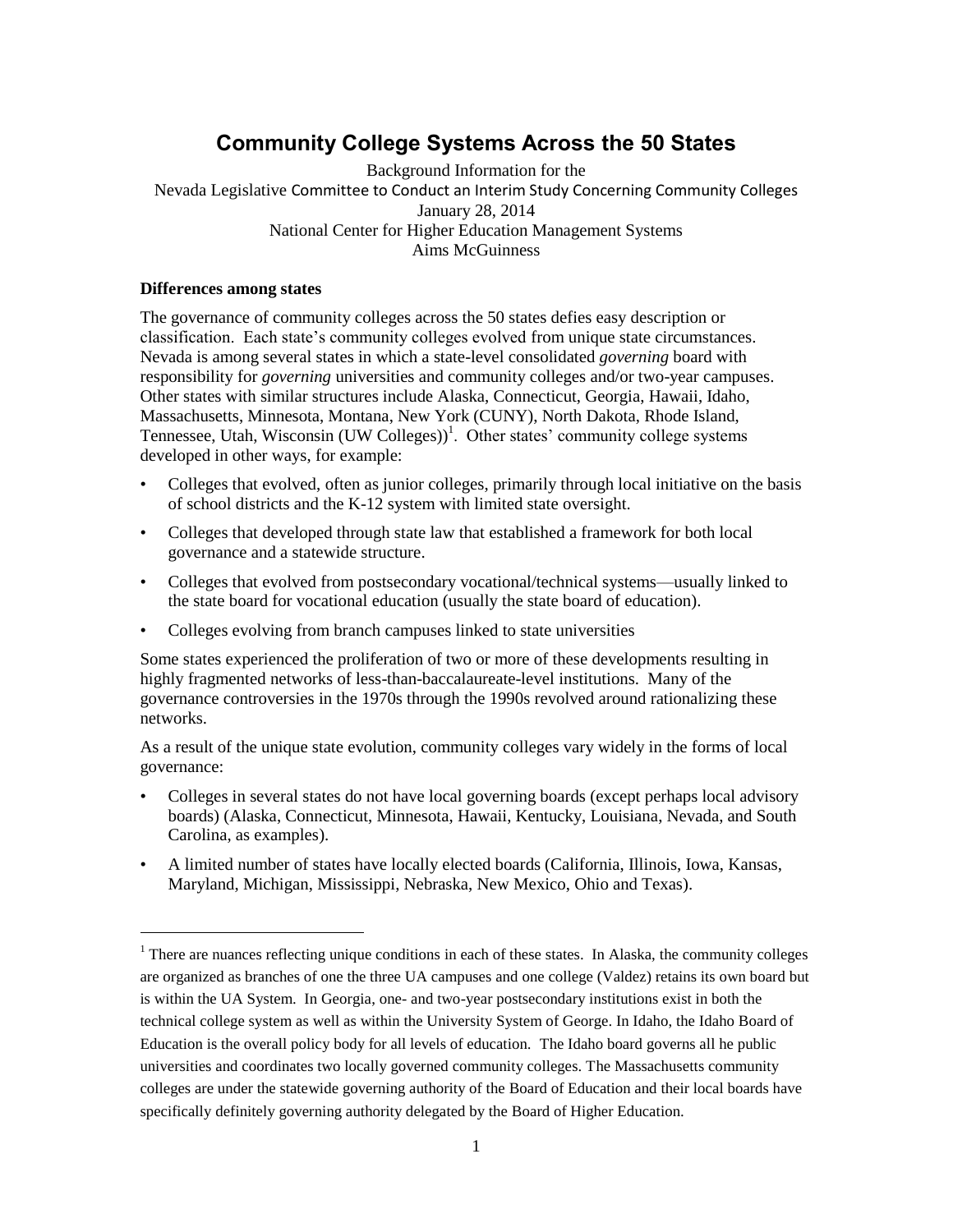# Community College Systems Across the 50 States

Background Information for the
Nevada Legislative Committee to Conduct an Interim Study Concerning Community Colleges
January 28, 2014
National Center for Higher Education Management Systems
Aims McGuinness

**Differences among states**

The governance of community colleges across the 50 states defies easy description or classification. Each state's community colleges evolved from unique state circumstances. Nevada is among several states in which a state-level consolidated *governing* board with responsibility for *governing* universities and community colleges and/or two-year campuses. Other states with similar structures include Alaska, Connecticut, Georgia, Hawaii, Idaho, Massachusetts, Minnesota, Montana, New York (CUNY), North Dakota, Rhode Island, Tennessee, Utah, Wisconsin (UW Colleges))[1]. Other states' community college systems developed in other ways, for example:

- Colleges that evolved, often as junior colleges, primarily through local initiative on the basis of school districts and the K-12 system with limited state oversight.
- Colleges that developed through state law that established a framework for both local governance and a statewide structure.
- Colleges that evolved from postsecondary vocational/technical systems—usually linked to the state board for vocational education (usually the state board of education).
- Colleges evolving from branch campuses linked to state universities

Some states experienced the proliferation of two or more of these developments resulting in highly fragmented networks of less-than-baccalaureate-level institutions. Many of the governance controversies in the 1970s through the 1990s revolved around rationalizing these networks.

As a result of the unique state evolution, community colleges vary widely in the forms of local governance:

- Colleges in several states do not have local governing boards (except perhaps local advisory boards) (Alaska, Connecticut, Minnesota, Hawaii, Kentucky, Louisiana, Nevada, and South Carolina, as examples).
- A limited number of states have locally elected boards (California, Illinois, Iowa, Kansas, Maryland, Michigan, Mississippi, Nebraska, New Mexico, Ohio and Texas).

[1] There are nuances reflecting unique conditions in each of these states. In Alaska, the community colleges are organized as branches of one the three UA campuses and one college (Valdez) retains its own board but is within the UA System. In Georgia, one- and two-year postsecondary institutions exist in both the technical college system as well as within the University System of George. In Idaho, the Idaho Board of Education is the overall policy body for all levels of education. The Idaho board governs all he public universities and coordinates two locally governed community colleges. The Massachusetts community colleges are under the statewide governing authority of the Board of Education and their local boards have specifically definitely governing authority delegated by the Board of Higher Education.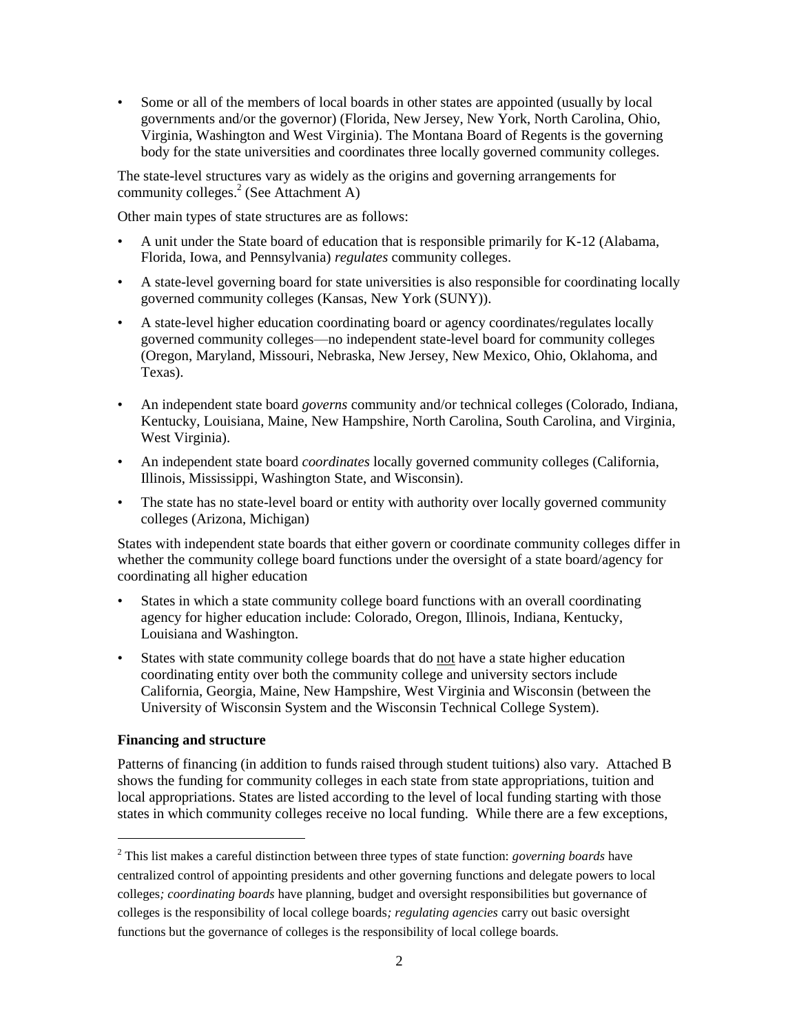- Some or all of the members of local boards in other states are appointed (usually by local governments and/or the governor) (Florida, New Jersey, New York, North Carolina, Ohio, Virginia, Washington and West Virginia). The Montana Board of Regents is the governing body for the state universities and coordinates three locally governed community colleges.

The state-level structures vary as widely as the origins and governing arrangements for community colleges.[2] (See Attachment A)

Other main types of state structures are as follows:

- A unit under the State board of education that is responsible primarily for K-12 (Alabama, Florida, Iowa, and Pennsylvania) *regulates* community colleges.
- A state-level governing board for state universities is also responsible for coordinating locally governed community colleges (Kansas, New York (SUNY)).
- A state-level higher education coordinating board or agency coordinates/regulates locally governed community colleges—no independent state-level board for community colleges (Oregon, Maryland, Missouri, Nebraska, New Jersey, New Mexico, Ohio, Oklahoma, and Texas).
- An independent state board *governs* community and/or technical colleges (Colorado, Indiana, Kentucky, Louisiana, Maine, New Hampshire, North Carolina, South Carolina, and Virginia, West Virginia).
- An independent state board *coordinates* locally governed community colleges (California, Illinois, Mississippi, Washington State, and Wisconsin).
- The state has no state-level board or entity with authority over locally governed community colleges (Arizona, Michigan)

States with independent state boards that either govern or coordinate community colleges differ in whether the community college board functions under the oversight of a state board/agency for coordinating all higher education

- States in which a state community college board functions with an overall coordinating agency for higher education include: Colorado, Oregon, Illinois, Indiana, Kentucky, Louisiana and Washington.
- States with state community college boards that do not have a state higher education coordinating entity over both the community college and university sectors include California, Georgia, Maine, New Hampshire, West Virginia and Wisconsin (between the University of Wisconsin System and the Wisconsin Technical College System).

**Financing and structure**

Patterns of financing (in addition to funds raised through student tuitions) also vary. Attached B shows the funding for community colleges in each state from state appropriations, tuition and local appropriations. States are listed according to the level of local funding starting with those states in which community colleges receive no local funding. While there are a few exceptions,

[2] This list makes a careful distinction between three types of state function: *governing boards* have centralized control of appointing presidents and other governing functions and delegate powers to local colleges*; coordinating boards* have planning, budget and oversight responsibilities but governance of colleges is the responsibility of local college boards*; regulating agencies* carry out basic oversight functions but the governance of colleges is the responsibility of local college boards.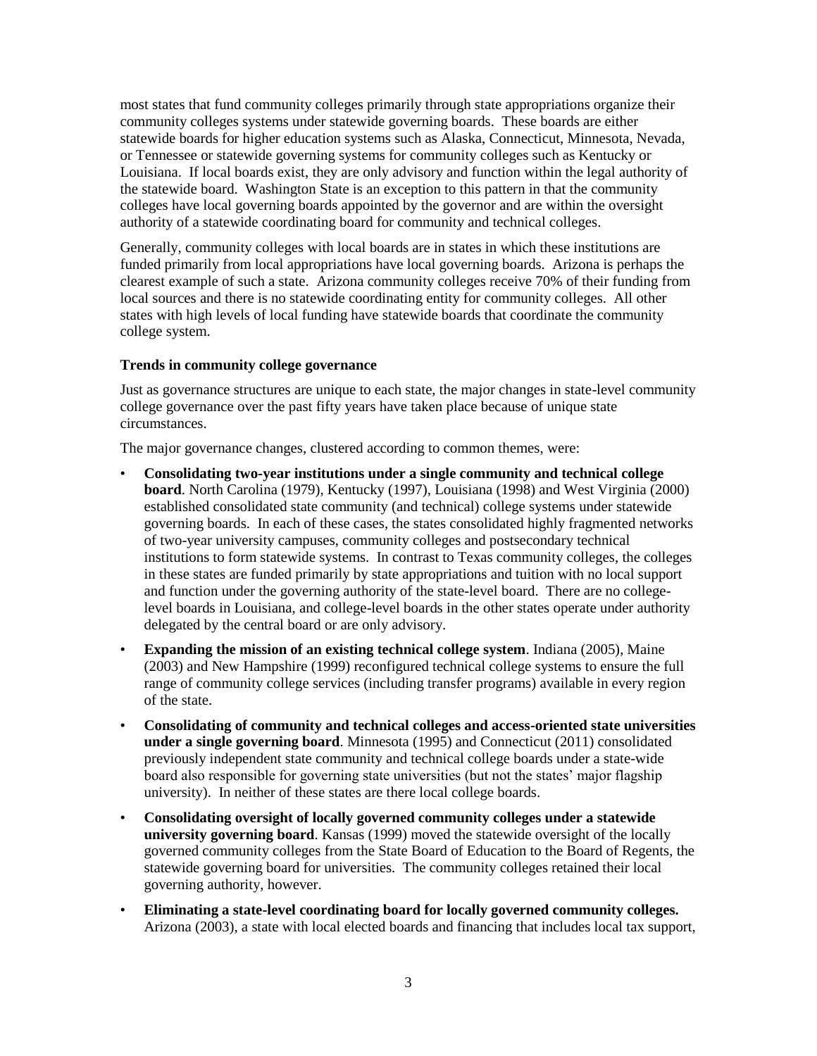most states that fund community colleges primarily through state appropriations organize their community colleges systems under statewide governing boards. These boards are either statewide boards for higher education systems such as Alaska, Connecticut, Minnesota, Nevada, or Tennessee or statewide governing systems for community colleges such as Kentucky or Louisiana. If local boards exist, they are only advisory and function within the legal authority of the statewide board. Washington State is an exception to this pattern in that the community colleges have local governing boards appointed by the governor and are within the oversight authority of a statewide coordinating board for community and technical colleges.

Generally, community colleges with local boards are in states in which these institutions are funded primarily from local appropriations have local governing boards. Arizona is perhaps the clearest example of such a state. Arizona community colleges receive 70% of their funding from local sources and there is no statewide coordinating entity for community colleges. All other states with high levels of local funding have statewide boards that coordinate the community college system.

### Trends in community college governance

Just as governance structures are unique to each state, the major changes in state-level community college governance over the past fifty years have taken place because of unique state circumstances.

The major governance changes, clustered according to common themes, were:

- **Consolidating two-year institutions under a single community and technical college board**. North Carolina (1979), Kentucky (1997), Louisiana (1998) and West Virginia (2000) established consolidated state community (and technical) college systems under statewide governing boards. In each of these cases, the states consolidated highly fragmented networks of two-year university campuses, community colleges and postsecondary technical institutions to form statewide systems. In contrast to Texas community colleges, the colleges in these states are funded primarily by state appropriations and tuition with no local support and function under the governing authority of the state-level board. There are no college-level boards in Louisiana, and college-level boards in the other states operate under authority delegated by the central board or are only advisory.
- **Expanding the mission of an existing technical college system**. Indiana (2005), Maine (2003) and New Hampshire (1999) reconfigured technical college systems to ensure the full range of community college services (including transfer programs) available in every region of the state.
- **Consolidating of community and technical colleges and access-oriented state universities under a single governing board**. Minnesota (1995) and Connecticut (2011) consolidated previously independent state community and technical college boards under a state-wide board also responsible for governing state universities (but not the states' major flagship university). In neither of these states are there local college boards.
- **Consolidating oversight of locally governed community colleges under a statewide university governing board**. Kansas (1999) moved the statewide oversight of the locally governed community colleges from the State Board of Education to the Board of Regents, the statewide governing board for universities. The community colleges retained their local governing authority, however.
- **Eliminating a state-level coordinating board for locally governed community colleges.** Arizona (2003), a state with local elected boards and financing that includes local tax support,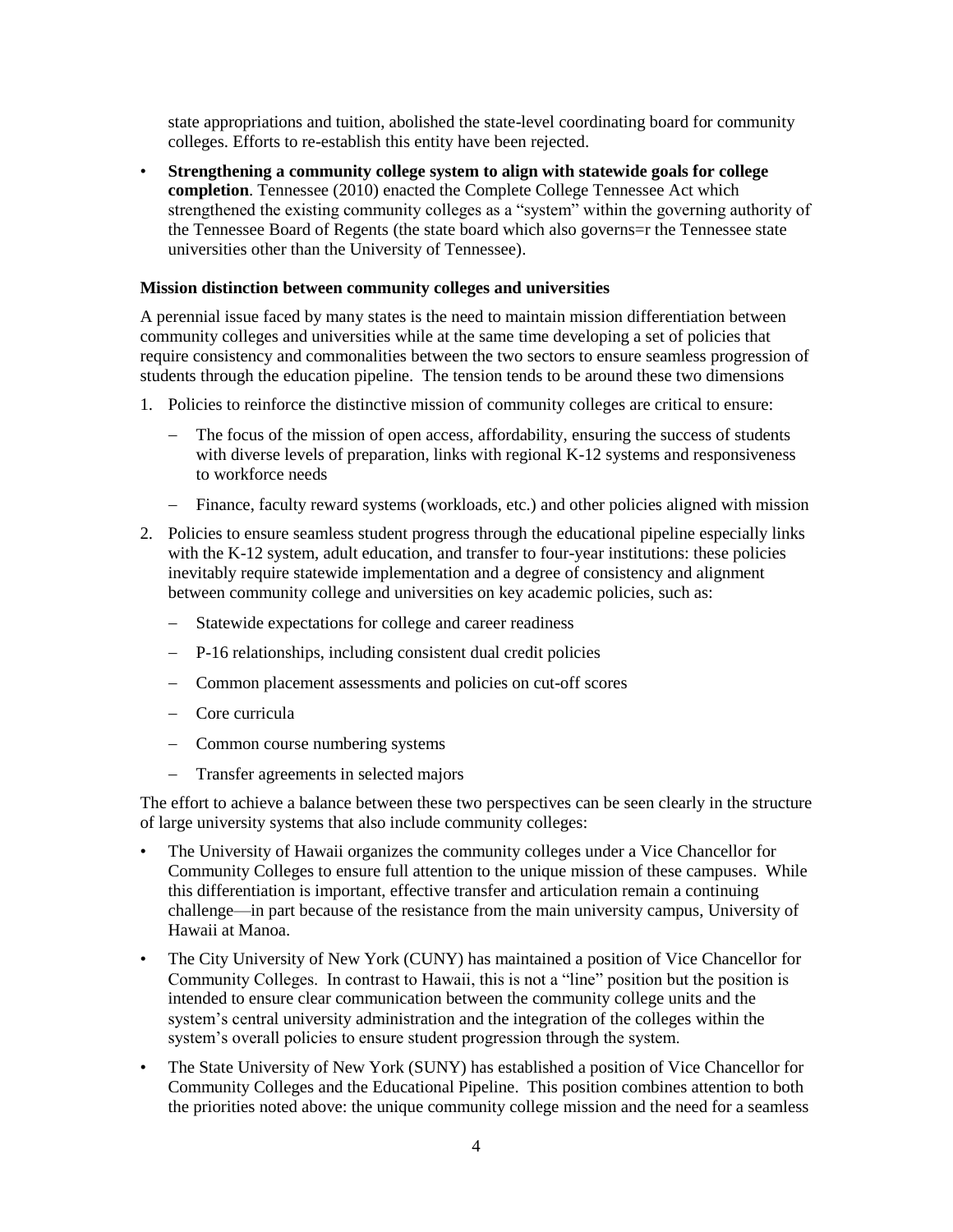state appropriations and tuition, abolished the state-level coordinating board for community colleges. Efforts to re-establish this entity have been rejected.

- **Strengthening a community college system to align with statewide goals for college completion**. Tennessee (2010) enacted the Complete College Tennessee Act which strengthened the existing community colleges as a "system" within the governing authority of the Tennessee Board of Regents (the state board which also governs=r the Tennessee state universities other than the University of Tennessee).

**Mission distinction between community colleges and universities**

A perennial issue faced by many states is the need to maintain mission differentiation between community colleges and universities while at the same time developing a set of policies that require consistency and commonalities between the two sectors to ensure seamless progression of students through the education pipeline. The tension tends to be around these two dimensions

1. Policies to reinforce the distinctive mission of community colleges are critical to ensure:
   - The focus of the mission of open access, affordability, ensuring the success of students with diverse levels of preparation, links with regional K-12 systems and responsiveness to workforce needs
   - Finance, faculty reward systems (workloads, etc.) and other policies aligned with mission
2. Policies to ensure seamless student progress through the educational pipeline especially links with the K-12 system, adult education, and transfer to four-year institutions: these policies inevitably require statewide implementation and a degree of consistency and alignment between community college and universities on key academic policies, such as:
   - Statewide expectations for college and career readiness
   - P-16 relationships, including consistent dual credit policies
   - Common placement assessments and policies on cut-off scores
   - Core curricula
   - Common course numbering systems
   - Transfer agreements in selected majors

The effort to achieve a balance between these two perspectives can be seen clearly in the structure of large university systems that also include community colleges:

- The University of Hawaii organizes the community colleges under a Vice Chancellor for Community Colleges to ensure full attention to the unique mission of these campuses. While this differentiation is important, effective transfer and articulation remain a continuing challenge—in part because of the resistance from the main university campus, University of Hawaii at Manoa.
- The City University of New York (CUNY) has maintained a position of Vice Chancellor for Community Colleges. In contrast to Hawaii, this is not a "line" position but the position is intended to ensure clear communication between the community college units and the system's central university administration and the integration of the colleges within the system's overall policies to ensure student progression through the system.
- The State University of New York (SUNY) has established a position of Vice Chancellor for Community Colleges and the Educational Pipeline. This position combines attention to both the priorities noted above: the unique community college mission and the need for a seamless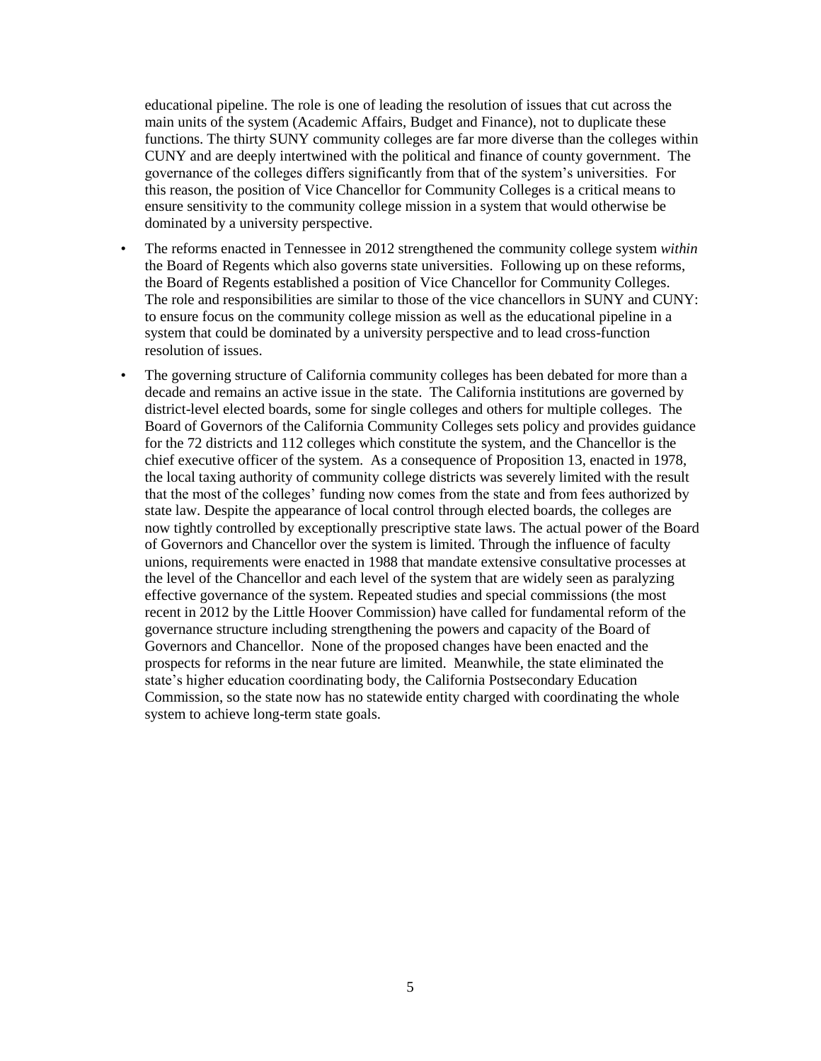educational pipeline. The role is one of leading the resolution of issues that cut across the main units of the system (Academic Affairs, Budget and Finance), not to duplicate these functions. The thirty SUNY community colleges are far more diverse than the colleges within CUNY and are deeply intertwined with the political and finance of county government. The governance of the colleges differs significantly from that of the system's universities. For this reason, the position of Vice Chancellor for Community Colleges is a critical means to ensure sensitivity to the community college mission in a system that would otherwise be dominated by a university perspective.

- The reforms enacted in Tennessee in 2012 strengthened the community college system *within* the Board of Regents which also governs state universities. Following up on these reforms, the Board of Regents established a position of Vice Chancellor for Community Colleges. The role and responsibilities are similar to those of the vice chancellors in SUNY and CUNY: to ensure focus on the community college mission as well as the educational pipeline in a system that could be dominated by a university perspective and to lead cross-function resolution of issues.
- The governing structure of California community colleges has been debated for more than a decade and remains an active issue in the state. The California institutions are governed by district-level elected boards, some for single colleges and others for multiple colleges. The Board of Governors of the California Community Colleges sets policy and provides guidance for the 72 districts and 112 colleges which constitute the system, and the Chancellor is the chief executive officer of the system. As a consequence of Proposition 13, enacted in 1978, the local taxing authority of community college districts was severely limited with the result that the most of the colleges' funding now comes from the state and from fees authorized by state law. Despite the appearance of local control through elected boards, the colleges are now tightly controlled by exceptionally prescriptive state laws. The actual power of the Board of Governors and Chancellor over the system is limited. Through the influence of faculty unions, requirements were enacted in 1988 that mandate extensive consultative processes at the level of the Chancellor and each level of the system that are widely seen as paralyzing effective governance of the system. Repeated studies and special commissions (the most recent in 2012 by the Little Hoover Commission) have called for fundamental reform of the governance structure including strengthening the powers and capacity of the Board of Governors and Chancellor. None of the proposed changes have been enacted and the prospects for reforms in the near future are limited. Meanwhile, the state eliminated the state's higher education coordinating body, the California Postsecondary Education Commission, so the state now has no statewide entity charged with coordinating the whole system to achieve long-term state goals.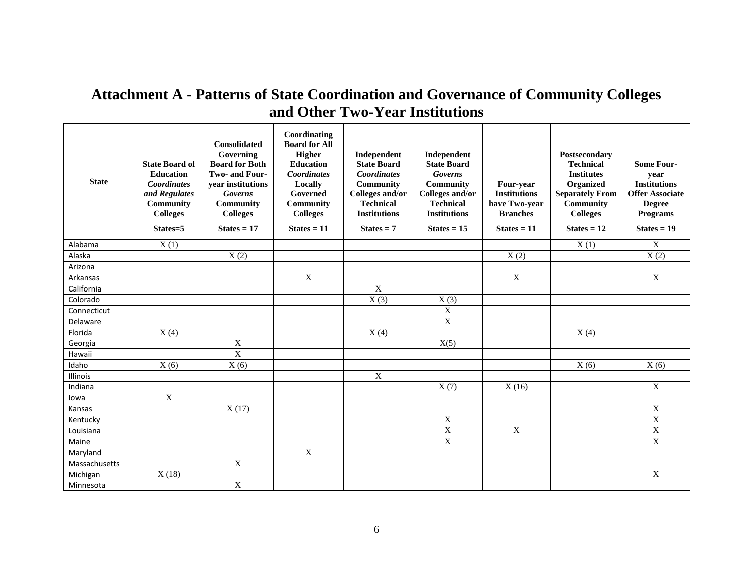# Attachment A - Patterns of State Coordination and Governance of Community Colleges and Other Two-Year Institutions

| State | **State Board of Education** ***Coordinates and Regulates*** **Community Colleges** States=5 | **Consolidated Governing Board for Both Two- and Four-year institutions** ***Governs*** **Community Colleges** States = 17 | **Coordinating Board for All Higher Education** ***Coordinates*** **Locally Governed Community Colleges** States = 11 | **Independent State Board** ***Coordinates*** **Community Colleges and/or Technical Institutions** States = 7 | **Independent State Board** ***Governs*** **Community Colleges and/or Technical Institutions** States = 15 | **Four-year Institutions have Two-year Branches** States = 11 | **Postsecondary Technical Institutes Organized Separately From Community Colleges** States = 12 | **Some Four-year Institutions Offer Associate Degree Programs** States = 19 |
|---|---|---|---|---|---|---|---|---|
| Alabama | X (1) | | | | | | X (1) | X |
| Alaska | | X (2) | | | | X (2) | | X (2) |
| Arizona | | | | | | | | |
| Arkansas | | | X | | | X | | X |
| California | | | | X | | | | |
| Colorado | | | | X (3) | X (3) | | | |
| Connecticut | | | | | X | | | |
| Delaware | | | | | X | | | |
| Florida | X (4) | | | X (4) | | | X (4) | |
| Georgia | | X | | | X(5) | | | |
| Hawaii | | X | | | | | | |
| Idaho | X (6) | X (6) | | | | | X (6) | X (6) |
| Illinois | | | | X | | | | |
| Indiana | | | | | X (7) | X (16) | | X |
| Iowa | X | | | | | | | |
| Kansas | | X (17) | | | | | | X |
| Kentucky | | | | | X | | | X |
| Louisiana | | | | | X | X | | X |
| Maine | | | | | X | | | X |
| Maryland | | | X | | | | | |
| Massachusetts | | X | | | | | | |
| Michigan | X (18) | | | | | | | X |
| Minnesota | | X | | | | | | |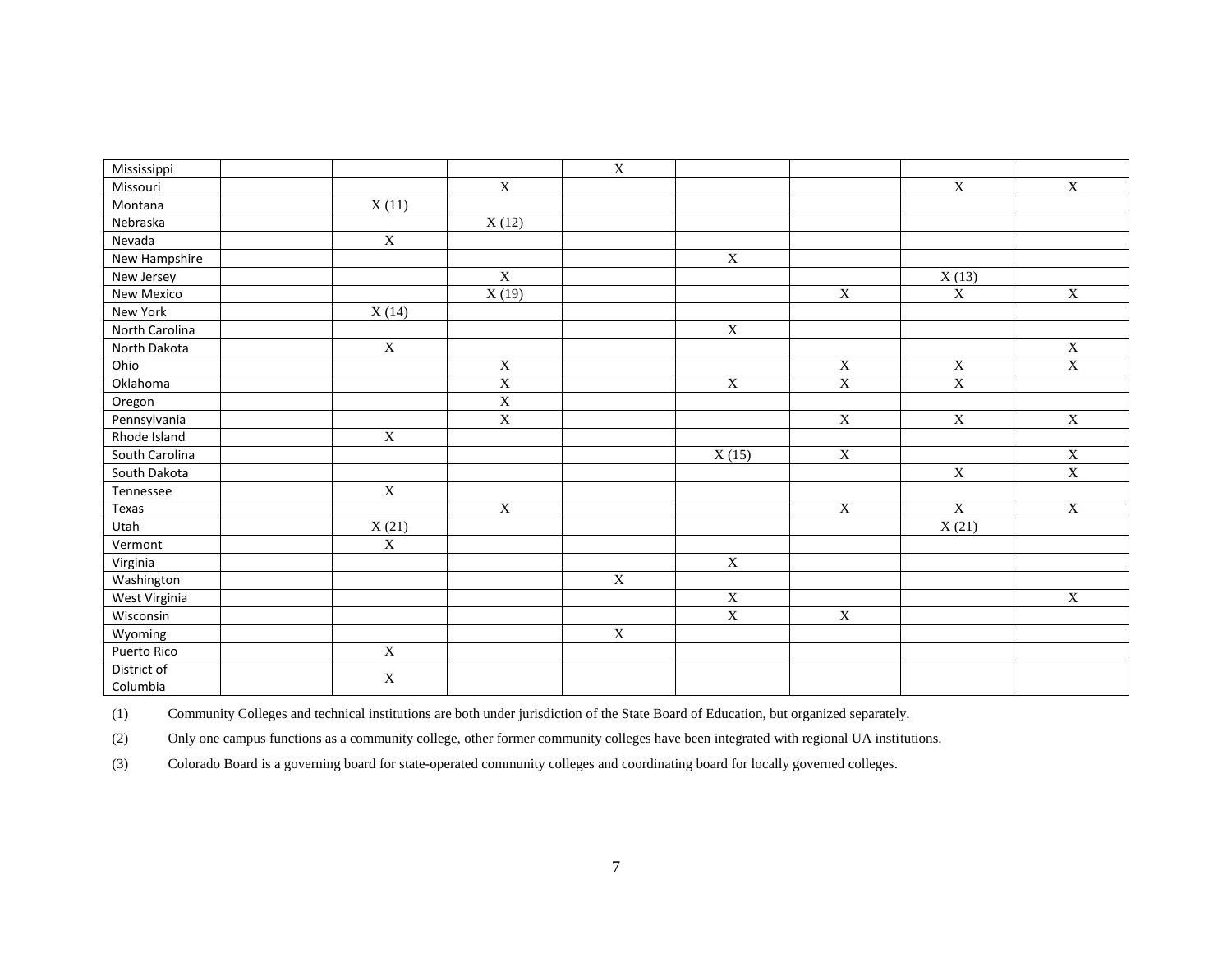| | | | | | | | | |
|---|---|---|---|---|---|---|---|---|
| Mississippi | | | | X | | | | |
| Missouri | | | X | | | | X | X |
| Montana | | X (11) | | | | | | |
| Nebraska | | | X (12) | | | | | |
| Nevada | | X | | | | | | |
| New Hampshire | | | | | X | | | |
| New Jersey | | | X | | | | X (13) | |
| New Mexico | | | X (19) | | | X | X | X |
| New York | | X (14) | | | | | | |
| North Carolina | | | | | X | | | |
| North Dakota | | X | | | | | | X |
| Ohio | | | X | | | X | X | X |
| Oklahoma | | | X | | X | X | X | |
| Oregon | | | X | | | | | |
| Pennsylvania | | | X | | | X | X | X |
| Rhode Island | | X | | | | | | |
| South Carolina | | | | | X (15) | X | | X |
| South Dakota | | | | | | | X | X |
| Tennessee | | X | | | | | | |
| Texas | | | X | | | X | X | X |
| Utah | | X (21) | | | | | X (21) | |
| Vermont | | X | | | | | | |
| Virginia | | | | | X | | | |
| Washington | | | | X | | | | |
| West Virginia | | | | | X | | | X |
| Wisconsin | | | | | X | X | | |
| Wyoming | | | | X | | | | |
| Puerto Rico | | X | | | | | | |
| District of Columbia | | X | | | | | | |

(1) Community Colleges and technical institutions are both under jurisdiction of the State Board of Education, but organized separately.

(2) Only one campus functions as a community college, other former community colleges have been integrated with regional UA institutions.

(3) Colorado Board is a governing board for state-operated community colleges and coordinating board for locally governed colleges.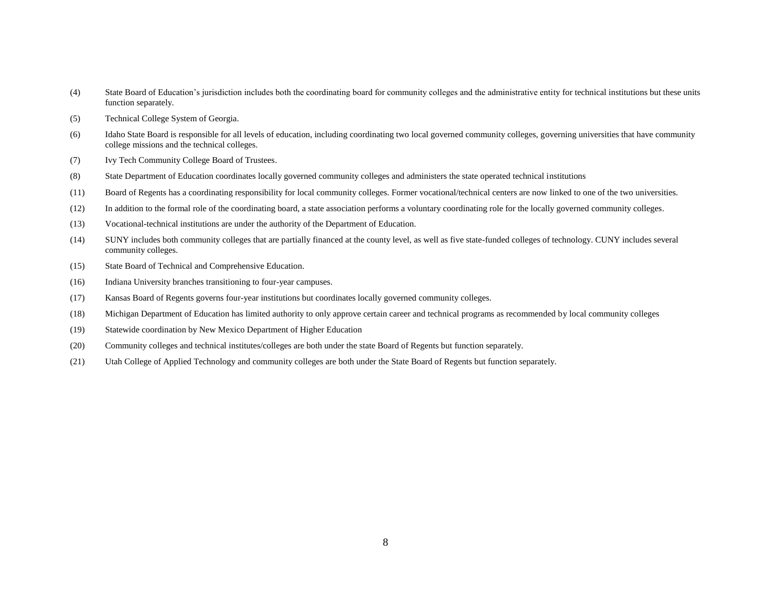(4) State Board of Education's jurisdiction includes both the coordinating board for community colleges and the administrative entity for technical institutions but these units function separately.

(5) Technical College System of Georgia.

(6) Idaho State Board is responsible for all levels of education, including coordinating two local governed community colleges, governing universities that have community college missions and the technical colleges.

(7) Ivy Tech Community College Board of Trustees.

(8) State Department of Education coordinates locally governed community colleges and administers the state operated technical institutions

(11) Board of Regents has a coordinating responsibility for local community colleges. Former vocational/technical centers are now linked to one of the two universities.

(12) In addition to the formal role of the coordinating board, a state association performs a voluntary coordinating role for the locally governed community colleges.

(13) Vocational-technical institutions are under the authority of the Department of Education.

(14) SUNY includes both community colleges that are partially financed at the county level, as well as five state-funded colleges of technology. CUNY includes several community colleges.

(15) State Board of Technical and Comprehensive Education.

(16) Indiana University branches transitioning to four-year campuses.

(17) Kansas Board of Regents governs four-year institutions but coordinates locally governed community colleges.

(18) Michigan Department of Education has limited authority to only approve certain career and technical programs as recommended by local community colleges

(19) Statewide coordination by New Mexico Department of Higher Education

(20) Community colleges and technical institutes/colleges are both under the state Board of Regents but function separately.

(21) Utah College of Applied Technology and community colleges are both under the State Board of Regents but function separately.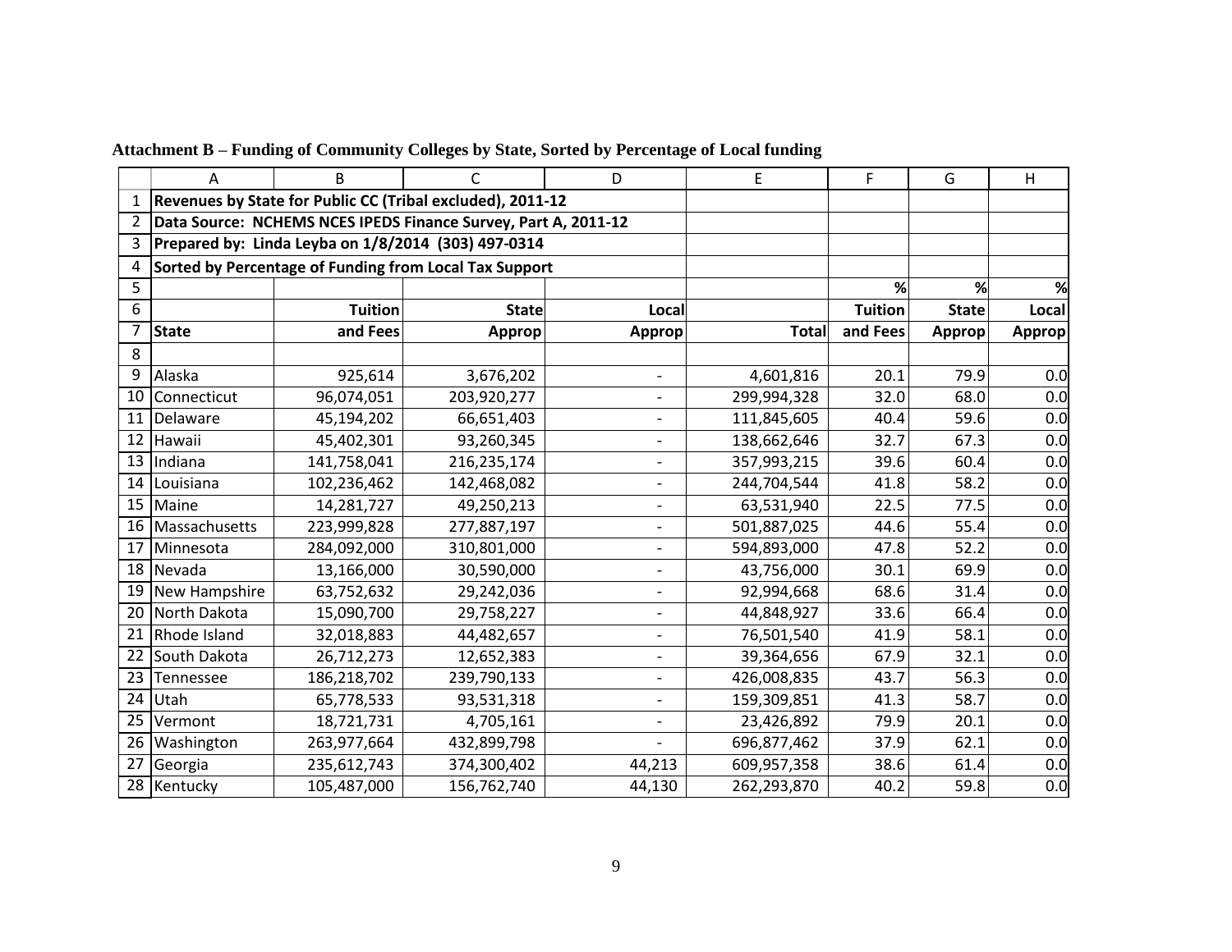**Attachment B – Funding of Community Colleges by State, Sorted by Percentage of Local funding**

| | A | B | C | D | E | F | G | H |
|---|---|---|---|---|---|---|---|---|
| 1 | Revenues by State for Public CC (Tribal excluded), 2011-12 | | | | | | | |
| 2 | Data Source: NCHEMS NCES IPEDS Finance Survey, Part A, 2011-12 | | | | | | | |
| 3 | Prepared by: Linda Leyba on 1/8/2014 (303) 497-0314 | | | | | | | |
| 4 | Sorted by Percentage of Funding from Local Tax Support | | | | | | | |
| 5 | | | | | | % | % | % |
| 6 | | Tuition | State | Local | | Tuition | State | Local |
| 7 | State | and Fees | Approp | Approp | Total | and Fees | Approp | Approp |
| 8 | | | | | | | | |
| 9 | Alaska | 925,614 | 3,676,202 | - | 4,601,816 | 20.1 | 79.9 | 0.0 |
| 10 | Connecticut | 96,074,051 | 203,920,277 | - | 299,994,328 | 32.0 | 68.0 | 0.0 |
| 11 | Delaware | 45,194,202 | 66,651,403 | - | 111,845,605 | 40.4 | 59.6 | 0.0 |
| 12 | Hawaii | 45,402,301 | 93,260,345 | - | 138,662,646 | 32.7 | 67.3 | 0.0 |
| 13 | Indiana | 141,758,041 | 216,235,174 | - | 357,993,215 | 39.6 | 60.4 | 0.0 |
| 14 | Louisiana | 102,236,462 | 142,468,082 | - | 244,704,544 | 41.8 | 58.2 | 0.0 |
| 15 | Maine | 14,281,727 | 49,250,213 | - | 63,531,940 | 22.5 | 77.5 | 0.0 |
| 16 | Massachusetts | 223,999,828 | 277,887,197 | - | 501,887,025 | 44.6 | 55.4 | 0.0 |
| 17 | Minnesota | 284,092,000 | 310,801,000 | - | 594,893,000 | 47.8 | 52.2 | 0.0 |
| 18 | Nevada | 13,166,000 | 30,590,000 | - | 43,756,000 | 30.1 | 69.9 | 0.0 |
| 19 | New Hampshire | 63,752,632 | 29,242,036 | - | 92,994,668 | 68.6 | 31.4 | 0.0 |
| 20 | North Dakota | 15,090,700 | 29,758,227 | - | 44,848,927 | 33.6 | 66.4 | 0.0 |
| 21 | Rhode Island | 32,018,883 | 44,482,657 | - | 76,501,540 | 41.9 | 58.1 | 0.0 |
| 22 | South Dakota | 26,712,273 | 12,652,383 | - | 39,364,656 | 67.9 | 32.1 | 0.0 |
| 23 | Tennessee | 186,218,702 | 239,790,133 | - | 426,008,835 | 43.7 | 56.3 | 0.0 |
| 24 | Utah | 65,778,533 | 93,531,318 | - | 159,309,851 | 41.3 | 58.7 | 0.0 |
| 25 | Vermont | 18,721,731 | 4,705,161 | - | 23,426,892 | 79.9 | 20.1 | 0.0 |
| 26 | Washington | 263,977,664 | 432,899,798 | - | 696,877,462 | 37.9 | 62.1 | 0.0 |
| 27 | Georgia | 235,612,743 | 374,300,402 | 44,213 | 609,957,358 | 38.6 | 61.4 | 0.0 |
| 28 | Kentucky | 105,487,000 | 156,762,740 | 44,130 | 262,293,870 | 40.2 | 59.8 | 0.0 |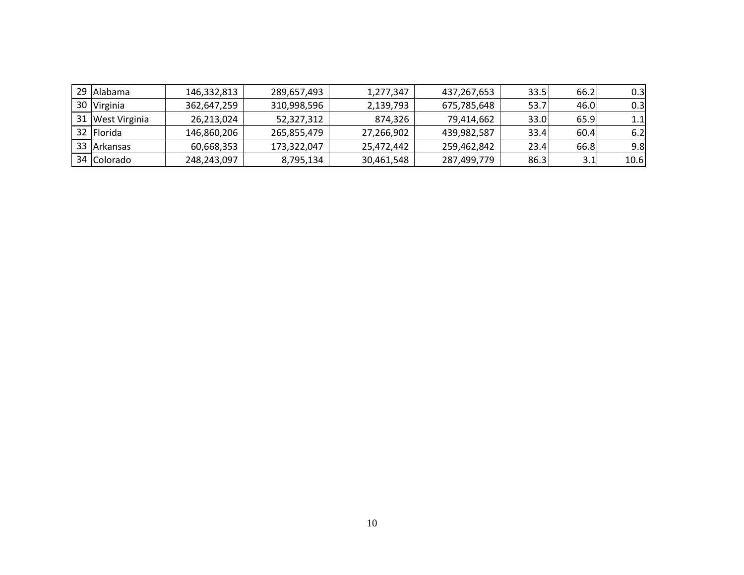| | | | | | | | | |
|---|---|---|---|---|---|---|---|---|
| 29 | Alabama | 146,332,813 | 289,657,493 | 1,277,347 | 437,267,653 | 33.5 | 66.2 | 0.3 |
| 30 | Virginia | 362,647,259 | 310,998,596 | 2,139,793 | 675,785,648 | 53.7 | 46.0 | 0.3 |
| 31 | West Virginia | 26,213,024 | 52,327,312 | 874,326 | 79,414,662 | 33.0 | 65.9 | 1.1 |
| 32 | Florida | 146,860,206 | 265,855,479 | 27,266,902 | 439,982,587 | 33.4 | 60.4 | 6.2 |
| 33 | Arkansas | 60,668,353 | 173,322,047 | 25,472,442 | 259,462,842 | 23.4 | 66.8 | 9.8 |
| 34 | Colorado | 248,243,097 | 8,795,134 | 30,461,548 | 287,499,779 | 86.3 | 3.1 | 10.6 |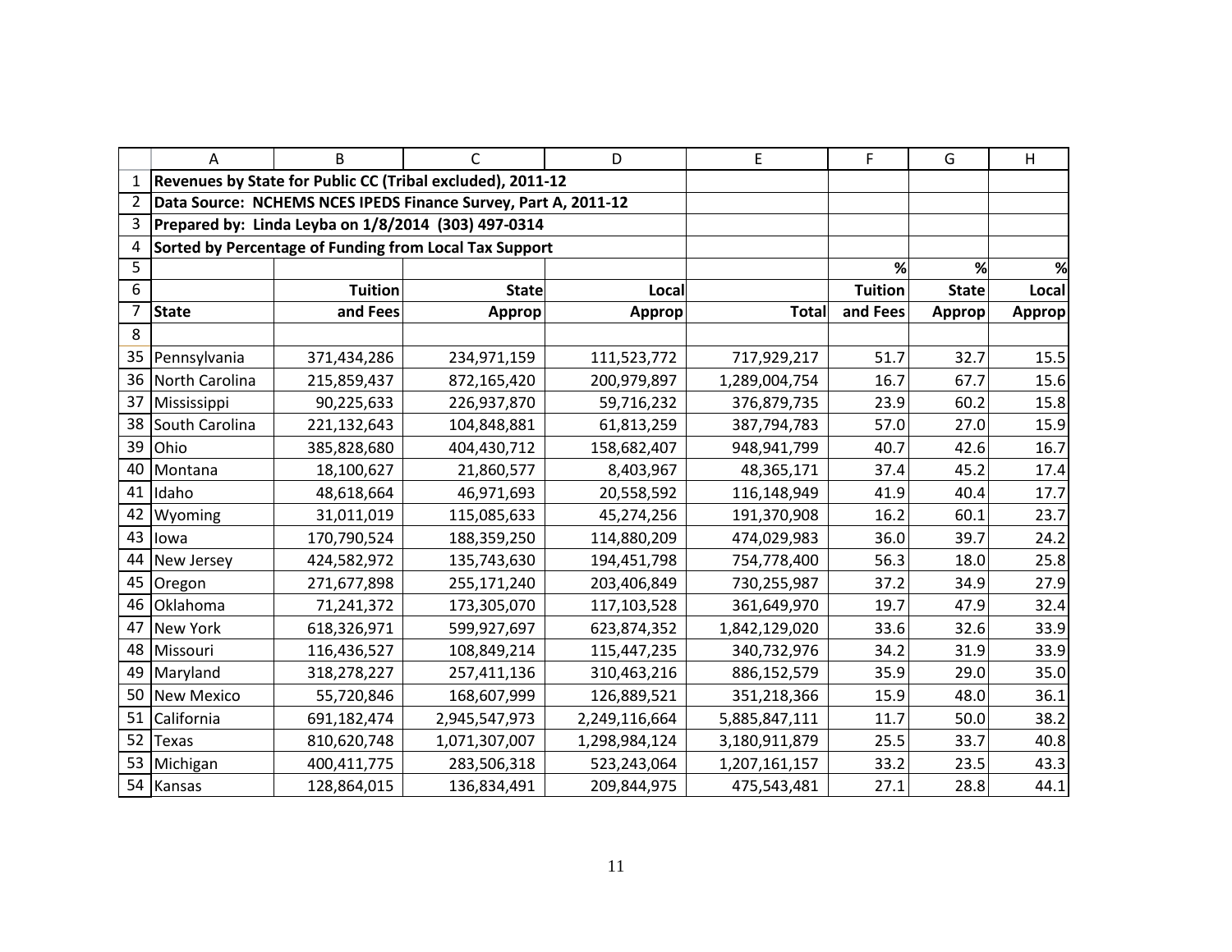**Revenues by State for Public CC (Tribal excluded), 2011-12**

**Data Source: NCHEMS NCES IPEDS Finance Survey, Part A, 2011-12**

**Prepared by: Linda Leyba on 1/8/2014 (303) 497-0314**

**Sorted by Percentage of Funding from Local Tax Support**

| State | Tuition and Fees | State Approp | Local Approp | Total | % Tuition and Fees | % State Approp | % Local Approp |
|---|---|---|---|---|---|---|---|
| Pennsylvania | 371,434,286 | 234,971,159 | 111,523,772 | 717,929,217 | 51.7 | 32.7 | 15.5 |
| North Carolina | 215,859,437 | 872,165,420 | 200,979,897 | 1,289,004,754 | 16.7 | 67.7 | 15.6 |
| Mississippi | 90,225,633 | 226,937,870 | 59,716,232 | 376,879,735 | 23.9 | 60.2 | 15.8 |
| South Carolina | 221,132,643 | 104,848,881 | 61,813,259 | 387,794,783 | 57.0 | 27.0 | 15.9 |
| Ohio | 385,828,680 | 404,430,712 | 158,682,407 | 948,941,799 | 40.7 | 42.6 | 16.7 |
| Montana | 18,100,627 | 21,860,577 | 8,403,967 | 48,365,171 | 37.4 | 45.2 | 17.4 |
| Idaho | 48,618,664 | 46,971,693 | 20,558,592 | 116,148,949 | 41.9 | 40.4 | 17.7 |
| Wyoming | 31,011,019 | 115,085,633 | 45,274,256 | 191,370,908 | 16.2 | 60.1 | 23.7 |
| Iowa | 170,790,524 | 188,359,250 | 114,880,209 | 474,029,983 | 36.0 | 39.7 | 24.2 |
| New Jersey | 424,582,972 | 135,743,630 | 194,451,798 | 754,778,400 | 56.3 | 18.0 | 25.8 |
| Oregon | 271,677,898 | 255,171,240 | 203,406,849 | 730,255,987 | 37.2 | 34.9 | 27.9 |
| Oklahoma | 71,241,372 | 173,305,070 | 117,103,528 | 361,649,970 | 19.7 | 47.9 | 32.4 |
| New York | 618,326,971 | 599,927,697 | 623,874,352 | 1,842,129,020 | 33.6 | 32.6 | 33.9 |
| Missouri | 116,436,527 | 108,849,214 | 115,447,235 | 340,732,976 | 34.2 | 31.9 | 33.9 |
| Maryland | 318,278,227 | 257,411,136 | 310,463,216 | 886,152,579 | 35.9 | 29.0 | 35.0 |
| New Mexico | 55,720,846 | 168,607,999 | 126,889,521 | 351,218,366 | 15.9 | 48.0 | 36.1 |
| California | 691,182,474 | 2,945,547,973 | 2,249,116,664 | 5,885,847,111 | 11.7 | 50.0 | 38.2 |
| Texas | 810,620,748 | 1,071,307,007 | 1,298,984,124 | 3,180,911,879 | 25.5 | 33.7 | 40.8 |
| Michigan | 400,411,775 | 283,506,318 | 523,243,064 | 1,207,161,157 | 33.2 | 23.5 | 43.3 |
| Kansas | 128,864,015 | 136,834,491 | 209,844,975 | 475,543,481 | 27.1 | 28.8 | 44.1 |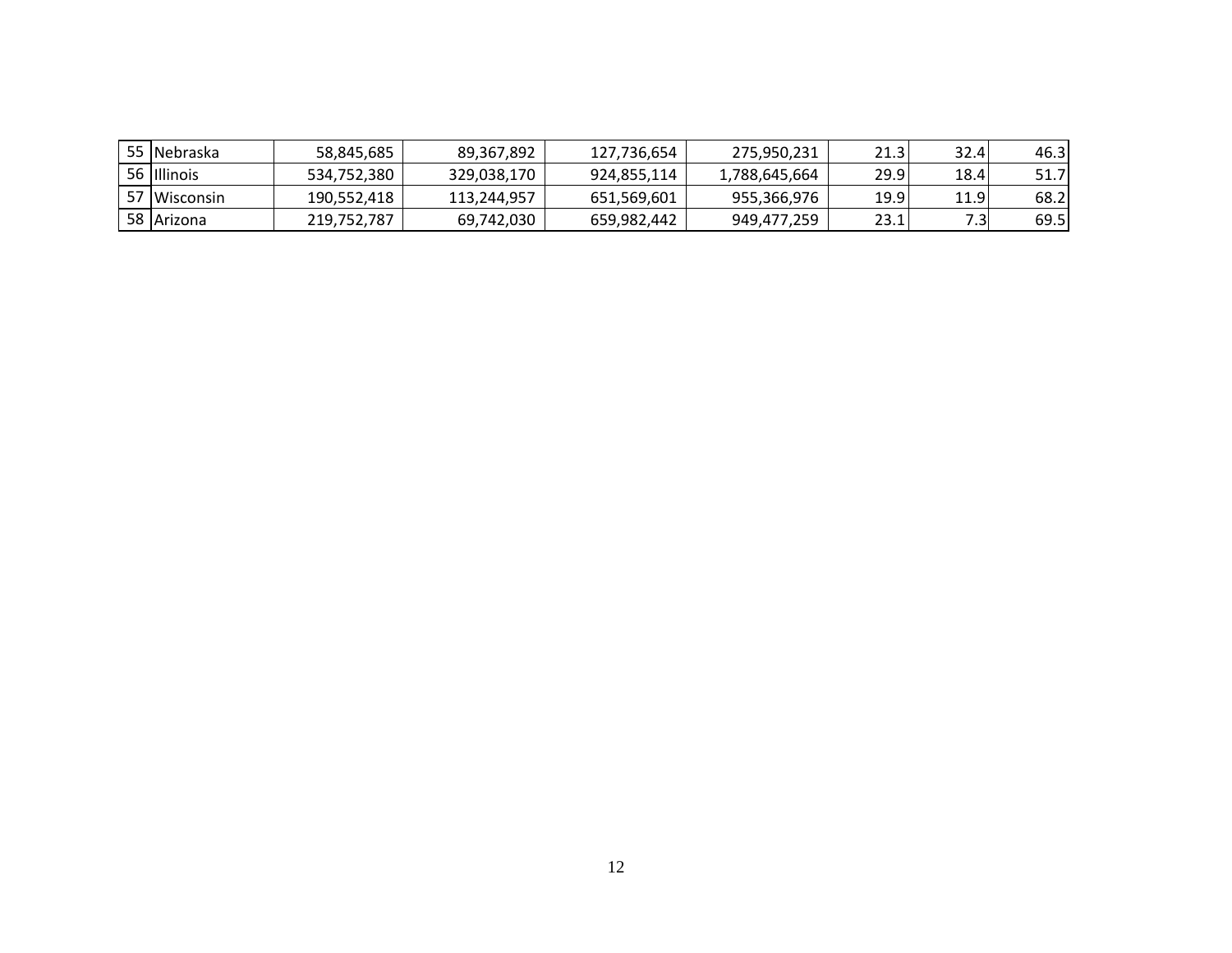| | | | | | | | | |
|---|---|---|---|---|---|---|---|---|
| 55 | Nebraska | 58,845,685 | 89,367,892 | 127,736,654 | 275,950,231 | 21.3 | 32.4 | 46.3 |
| 56 | Illinois | 534,752,380 | 329,038,170 | 924,855,114 | 1,788,645,664 | 29.9 | 18.4 | 51.7 |
| 57 | Wisconsin | 190,552,418 | 113,244,957 | 651,569,601 | 955,366,976 | 19.9 | 11.9 | 68.2 |
| 58 | Arizona | 219,752,787 | 69,742,030 | 659,982,442 | 949,477,259 | 23.1 | 7.3 | 69.5 |